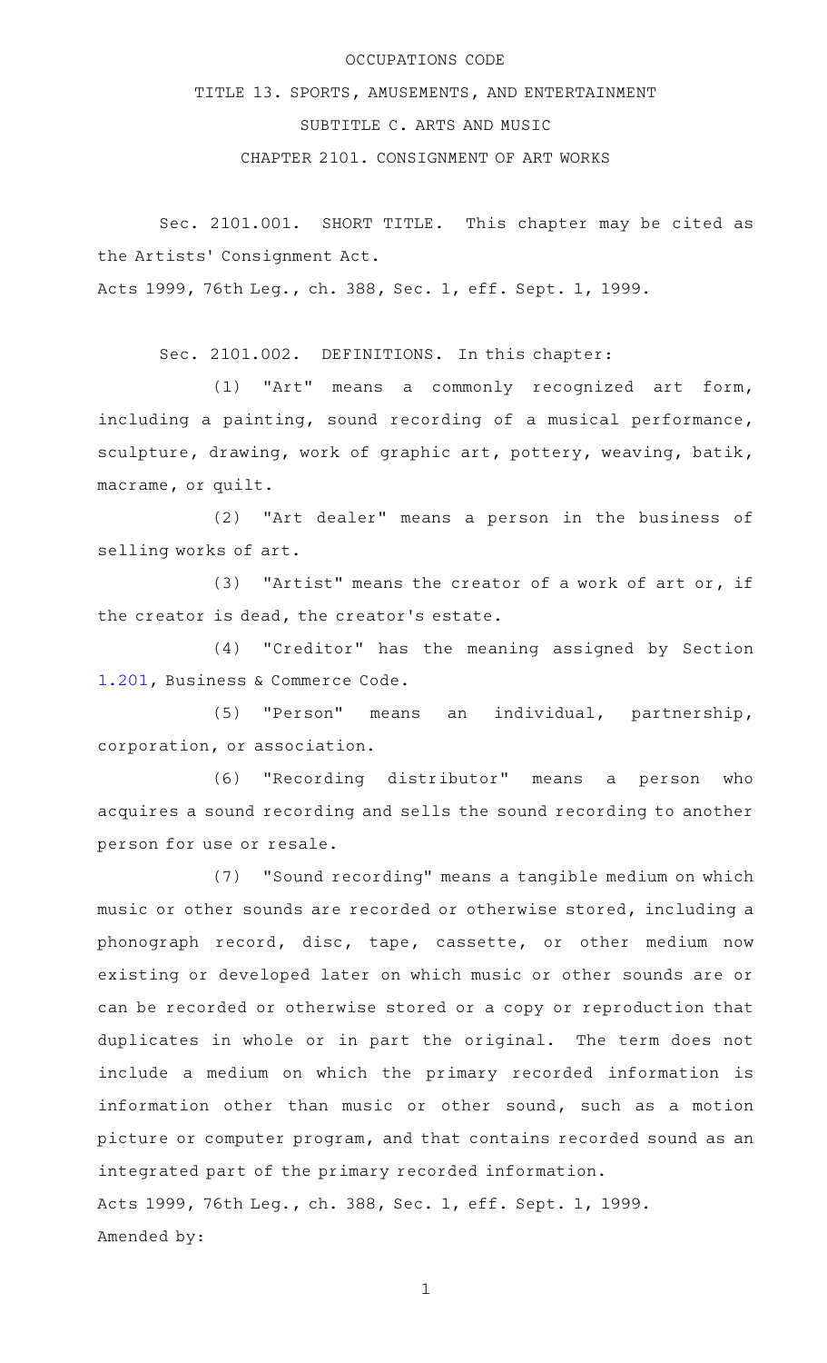OCCUPATIONS CODE

TITLE 13. SPORTS, AMUSEMENTS, AND ENTERTAINMENT

SUBTITLE C. ARTS AND MUSIC

CHAPTER 2101. CONSIGNMENT OF ART WORKS

Sec. 2101.001. SHORT TITLE. This chapter may be cited as the Artists' Consignment Act.

Acts 1999, 76th Leg., ch. 388, Sec. 1, eff. Sept. 1, 1999.

Sec. 2101.002. DEFINITIONS. In this chapter:

(1) "Art" means a commonly recognized art form, including a painting, sound recording of a musical performance, sculpture, drawing, work of graphic art, pottery, weaving, batik, macrame, or quilt.

(2) "Art dealer" means a person in the business of selling works of art.

(3) "Artist" means the creator of a work of art or, if the creator is dead, the creator's estate.

(4) "Creditor" has the meaning assigned by Section 1.201, Business & Commerce Code.

(5) "Person" means an individual, partnership, corporation, or association.

(6) "Recording distributor" means a person who acquires a sound recording and sells the sound recording to another person for use or resale.

(7) "Sound recording" means a tangible medium on which music or other sounds are recorded or otherwise stored, including a phonograph record, disc, tape, cassette, or other medium now existing or developed later on which music or other sounds are or can be recorded or otherwise stored or a copy or reproduction that duplicates in whole or in part the original. The term does not include a medium on which the primary recorded information is information other than music or other sound, such as a motion picture or computer program, and that contains recorded sound as an integrated part of the primary recorded information.

Acts 1999, 76th Leg., ch. 388, Sec. 1, eff. Sept. 1, 1999.

Amended by: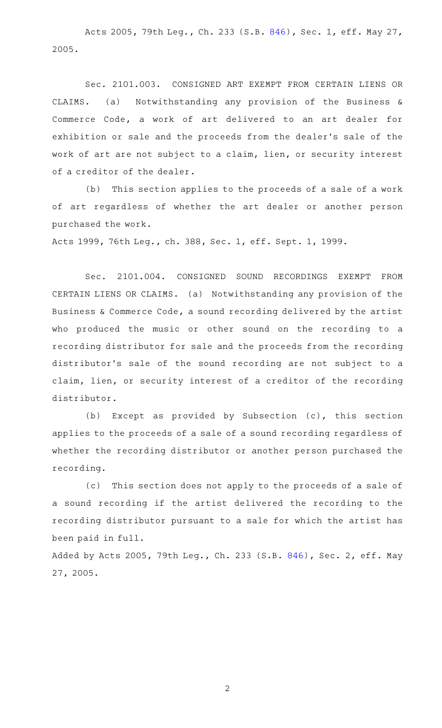Acts 2005, 79th Leg., Ch. 233 (S.B. 846), Sec. 1, eff. May 27, 2005.

Sec. 2101.003. CONSIGNED ART EXEMPT FROM CERTAIN LIENS OR CLAIMS. (a) Notwithstanding any provision of the Business & Commerce Code, a work of art delivered to an art dealer for exhibition or sale and the proceeds from the dealer's sale of the work of art are not subject to a claim, lien, or security interest of a creditor of the dealer.

(b) This section applies to the proceeds of a sale of a work of art regardless of whether the art dealer or another person purchased the work.

Acts 1999, 76th Leg., ch. 388, Sec. 1, eff. Sept. 1, 1999.

Sec. 2101.004. CONSIGNED SOUND RECORDINGS EXEMPT FROM CERTAIN LIENS OR CLAIMS. (a) Notwithstanding any provision of the Business & Commerce Code, a sound recording delivered by the artist who produced the music or other sound on the recording to a recording distributor for sale and the proceeds from the recording distributor's sale of the sound recording are not subject to a claim, lien, or security interest of a creditor of the recording distributor.

(b) Except as provided by Subsection (c), this section applies to the proceeds of a sale of a sound recording regardless of whether the recording distributor or another person purchased the recording.

(c) This section does not apply to the proceeds of a sale of a sound recording if the artist delivered the recording to the recording distributor pursuant to a sale for which the artist has been paid in full.

Added by Acts 2005, 79th Leg., Ch. 233 (S.B. 846), Sec. 2, eff. May 27, 2005.